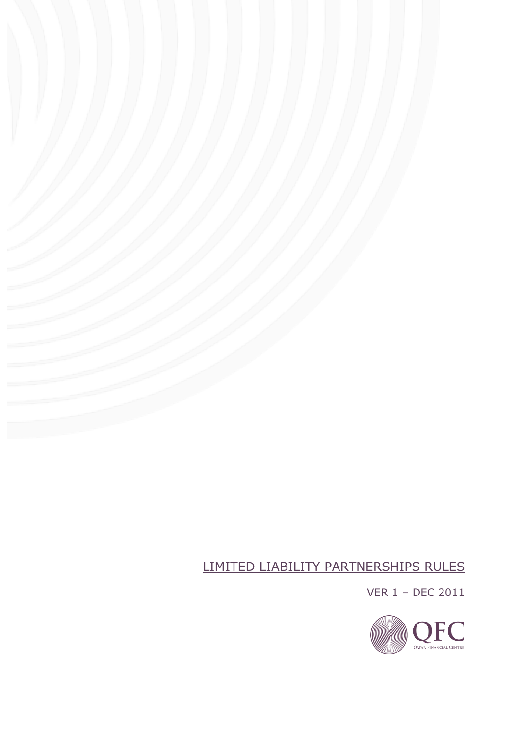# LIMITED LIABILITY PARTNERSHIPS RULES

VER 1 – DEC 2011

QFC

QATAR FINANCIAL CENTRE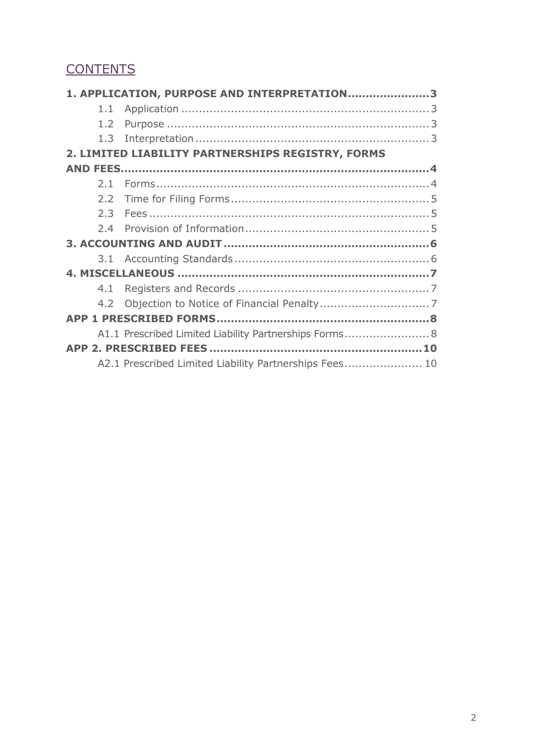# CONTENTS

**1. APPLICATION, PURPOSE AND INTERPRETATION......................3**

- 1.1 Application ........................................................................3
- 1.2 Purpose ..............................................................................3
- 1.3 Interpretation .....................................................................3

**2. LIMITED LIABILITY PARTNERSHIPS REGISTRY, FORMS AND FEES.......................................................................................4**

- 2.1 Forms..................................................................................4
- 2.2 Time for Filing Forms .........................................................5
- 2.3 Fees ....................................................................................5
- 2.4 Provision of Information .....................................................5

**3. ACCOUNTING AND AUDIT ..........................................................6**

- 3.1 Accounting Standards ........................................................6

**4. MISCELLANEOUS ........................................................................7**

- 4.1 Registers and Records .......................................................7
- 4.2 Objection to Notice of Financial Penalty ..............................7

**APP 1 PRESCRIBED FORMS............................................................8**

- A1.1 Prescribed Limited Liability Partnerships Forms........................8

**APP 2. PRESCRIBED FEES ............................................................10**

- A2.1 Prescribed Limited Liability Partnerships Fees...................... 10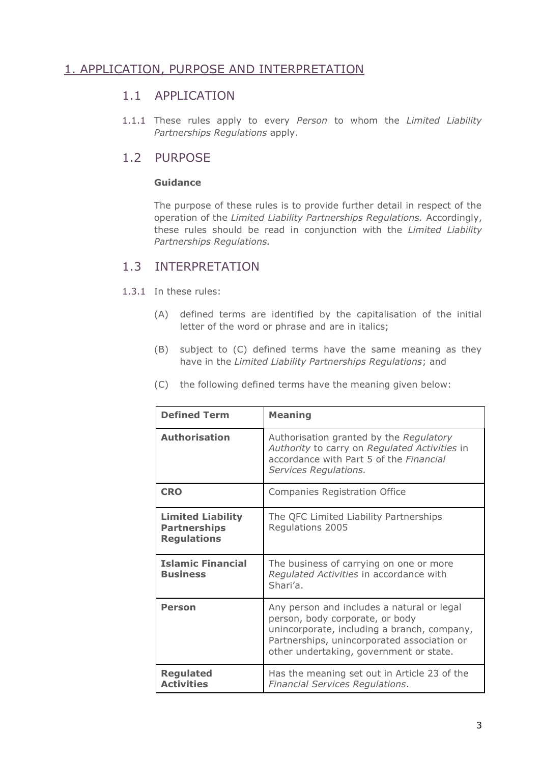# 1. APPLICATION, PURPOSE AND INTERPRETATION

## 1.1 APPLICATION

1.1.1 These rules apply to every *Person* to whom the *Limited Liability Partnerships Regulations* apply.

## 1.2 PURPOSE

**Guidance**

The purpose of these rules is to provide further detail in respect of the operation of the *Limited Liability Partnerships Regulations.* Accordingly, these rules should be read in conjunction with the *Limited Liability Partnerships Regulations.*

## 1.3 INTERPRETATION

1.3.1 In these rules:

(A) defined terms are identified by the capitalisation of the initial letter of the word or phrase and are in italics;

(B) subject to (C) defined terms have the same meaning as they have in the *Limited Liability Partnerships Regulations*; and

(C) the following defined terms have the meaning given below:

| Defined Term | Meaning |
|---|---|
| **Authorisation** | Authorisation granted by the *Regulatory Authority* to carry on *Regulated Activities* in accordance with Part 5 of the *Financial Services Regulations.* |
| **CRO** | Companies Registration Office |
| **Limited Liability Partnerships Regulations** | The QFC Limited Liability Partnerships Regulations 2005 |
| **Islamic Financial Business** | The business of carrying on one or more *Regulated Activities* in accordance with Shari'a. |
| **Person** | Any person and includes a natural or legal person, body corporate, or body unincorporate, including a branch, company, Partnerships, unincorporated association or other undertaking, government or state. |
| **Regulated Activities** | Has the meaning set out in Article 23 of the *Financial Services Regulations*. |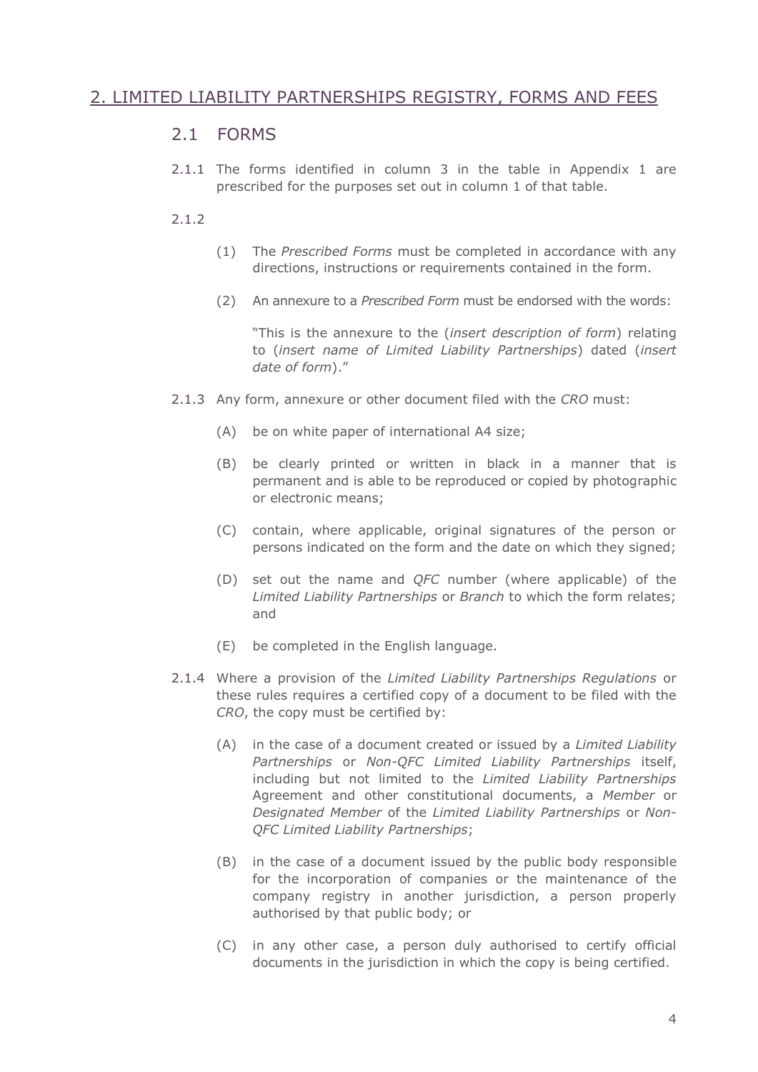## 2. LIMITED LIABILITY PARTNERSHIPS REGISTRY, FORMS AND FEES

### 2.1 FORMS

2.1.1 The forms identified in column 3 in the table in Appendix 1 are prescribed for the purposes set out in column 1 of that table.

2.1.2

(1) The *Prescribed Forms* must be completed in accordance with any directions, instructions or requirements contained in the form.

(2) An annexure to a *Prescribed Form* must be endorsed with the words:

"This is the annexure to the (*insert description of form*) relating to (*insert name of Limited Liability Partnerships*) dated (*insert date of form*)."

2.1.3 Any form, annexure or other document filed with the *CRO* must:

(A) be on white paper of international A4 size;

(B) be clearly printed or written in black in a manner that is permanent and is able to be reproduced or copied by photographic or electronic means;

(C) contain, where applicable, original signatures of the person or persons indicated on the form and the date on which they signed;

(D) set out the name and *QFC* number (where applicable) of the *Limited Liability Partnerships* or *Branch* to which the form relates; and

(E) be completed in the English language.

2.1.4 Where a provision of the *Limited Liability Partnerships Regulations* or these rules requires a certified copy of a document to be filed with the *CRO*, the copy must be certified by:

(A) in the case of a document created or issued by a *Limited Liability Partnerships* or *Non-QFC Limited Liability Partnerships* itself, including but not limited to the *Limited Liability Partnerships* Agreement and other constitutional documents, a *Member* or *Designated Member* of the *Limited Liability Partnerships* or *Non-QFC Limited Liability Partnerships*;

(B) in the case of a document issued by the public body responsible for the incorporation of companies or the maintenance of the company registry in another jurisdiction, a person properly authorised by that public body; or

(C) in any other case, a person duly authorised to certify official documents in the jurisdiction in which the copy is being certified.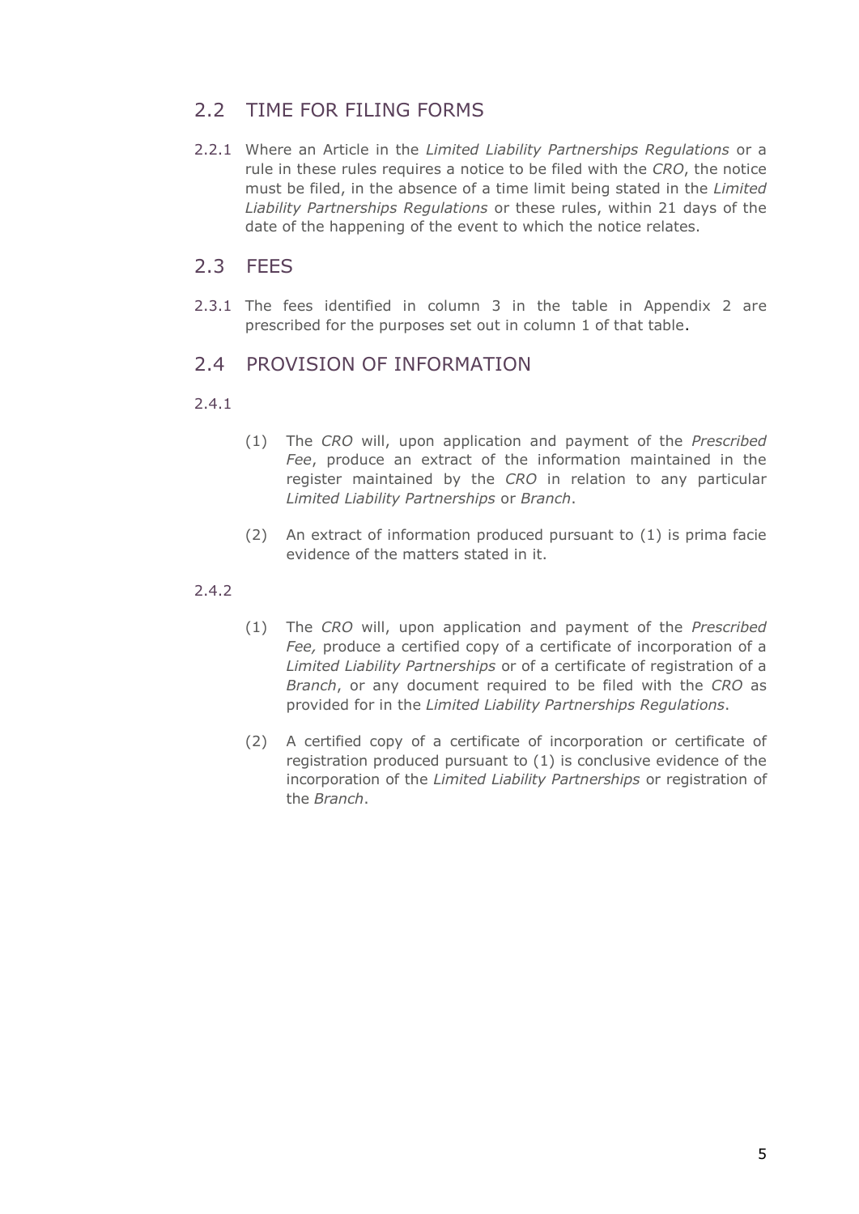## 2.2 TIME FOR FILING FORMS

2.2.1 Where an Article in the *Limited Liability Partnerships Regulations* or a rule in these rules requires a notice to be filed with the *CRO*, the notice must be filed, in the absence of a time limit being stated in the *Limited Liability Partnerships Regulations* or these rules, within 21 days of the date of the happening of the event to which the notice relates.

## 2.3 FEES

2.3.1 The fees identified in column 3 in the table in Appendix 2 are prescribed for the purposes set out in column 1 of that table.

## 2.4 PROVISION OF INFORMATION

2.4.1

(1) The *CRO* will, upon application and payment of the *Prescribed Fee*, produce an extract of the information maintained in the register maintained by the *CRO* in relation to any particular *Limited Liability Partnerships* or *Branch*.

(2) An extract of information produced pursuant to (1) is prima facie evidence of the matters stated in it.

2.4.2

(1) The *CRO* will, upon application and payment of the *Prescribed Fee,* produce a certified copy of a certificate of incorporation of a *Limited Liability Partnerships* or of a certificate of registration of a *Branch*, or any document required to be filed with the *CRO* as provided for in the *Limited Liability Partnerships Regulations*.

(2) A certified copy of a certificate of incorporation or certificate of registration produced pursuant to (1) is conclusive evidence of the incorporation of the *Limited Liability Partnerships* or registration of the *Branch*.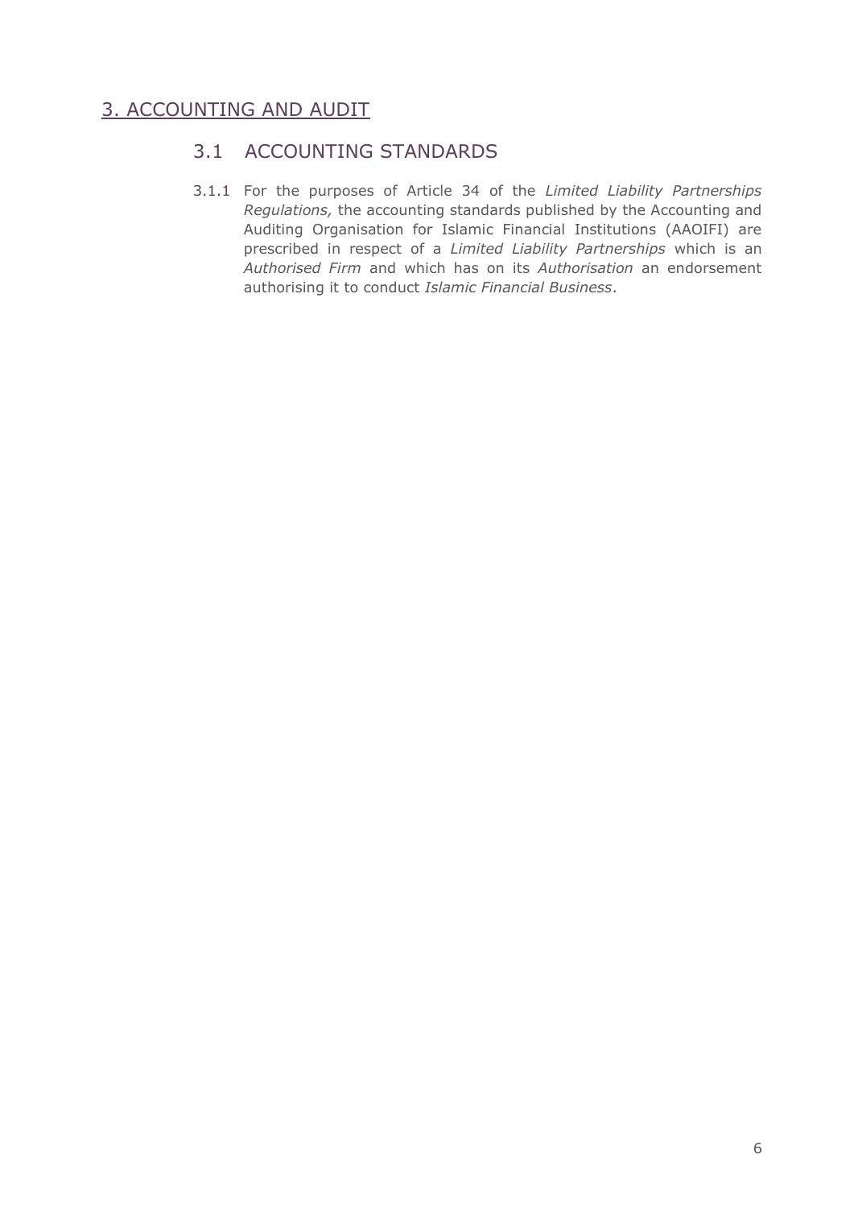# 3. ACCOUNTING AND AUDIT

## 3.1 ACCOUNTING STANDARDS

3.1.1 For the purposes of Article 34 of the *Limited Liability Partnerships Regulations,* the accounting standards published by the Accounting and Auditing Organisation for Islamic Financial Institutions (AAOIFI) are prescribed in respect of a *Limited Liability Partnerships* which is an *Authorised Firm* and which has on its *Authorisation* an endorsement authorising it to conduct *Islamic Financial Business*.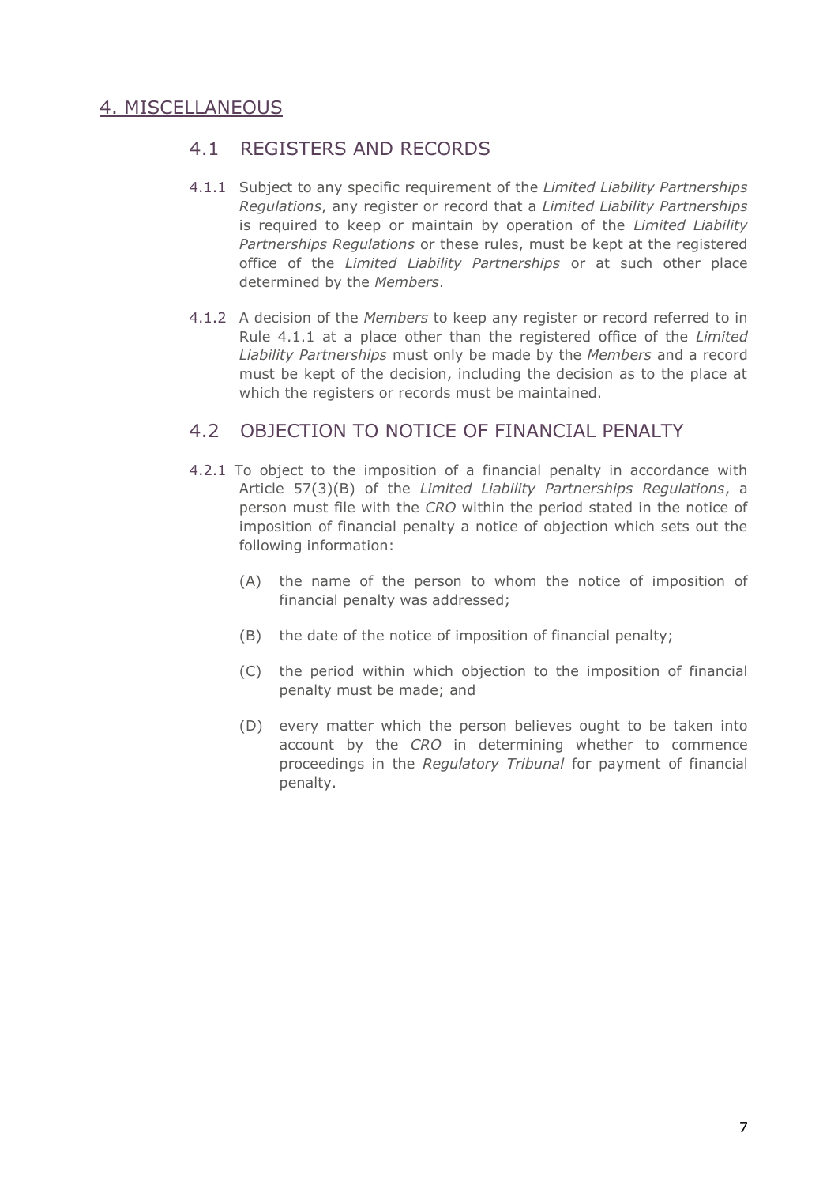## 4. MISCELLANEOUS

### 4.1 REGISTERS AND RECORDS

4.1.1 Subject to any specific requirement of the *Limited Liability Partnerships Regulations*, any register or record that a *Limited Liability Partnerships* is required to keep or maintain by operation of the *Limited Liability Partnerships Regulations* or these rules, must be kept at the registered office of the *Limited Liability Partnerships* or at such other place determined by the *Members*.

4.1.2 A decision of the *Members* to keep any register or record referred to in Rule 4.1.1 at a place other than the registered office of the *Limited Liability Partnerships* must only be made by the *Members* and a record must be kept of the decision, including the decision as to the place at which the registers or records must be maintained.

### 4.2 OBJECTION TO NOTICE OF FINANCIAL PENALTY

4.2.1 To object to the imposition of a financial penalty in accordance with Article 57(3)(B) of the *Limited Liability Partnerships Regulations*, a person must file with the *CRO* within the period stated in the notice of imposition of financial penalty a notice of objection which sets out the following information:

(A) the name of the person to whom the notice of imposition of financial penalty was addressed;

(B) the date of the notice of imposition of financial penalty;

(C) the period within which objection to the imposition of financial penalty must be made; and

(D) every matter which the person believes ought to be taken into account by the *CRO* in determining whether to commence proceedings in the *Regulatory Tribunal* for payment of financial penalty.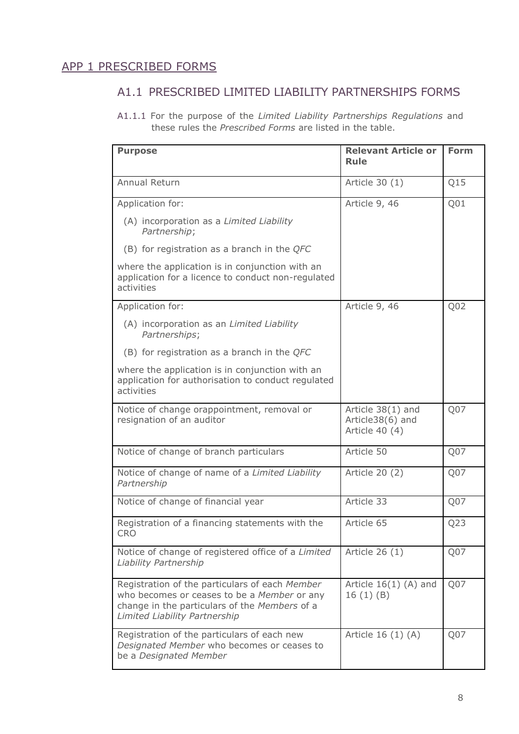# APP 1 PRESCRIBED FORMS

## A1.1 PRESCRIBED LIMITED LIABILITY PARTNERSHIPS FORMS

A1.1.1 For the purpose of the *Limited Liability Partnerships Regulations* and these rules the *Prescribed Forms* are listed in the table.

| **Purpose** | **Relevant Article or Rule** | **Form** |
|---|---|---|
| Annual Return | Article 30 (1) | Q15 |
| Application for:<br>(A) incorporation as a *Limited Liability Partnership*;<br>(B) for registration as a branch in the *QFC*<br>where the application is in conjunction with an application for a licence to conduct non-regulated activities | Article 9, 46 | Q01 |
| Application for:<br>(A) incorporation as an *Limited Liability Partnerships*;<br>(B) for registration as a branch in the *QFC*<br>where the application is in conjunction with an application for authorisation to conduct regulated activities | Article 9, 46 | Q02 |
| Notice of change orappointment, removal or resignation of an auditor | Article 38(1) and Article38(6) and Article 40 (4) | Q07 |
| Notice of change of branch particulars | Article 50 | Q07 |
| Notice of change of name of a *Limited Liability Partnership* | Article 20 (2) | Q07 |
| Notice of change of financial year | Article 33 | Q07 |
| Registration of a financing statements with the CRO | Article 65 | Q23 |
| Notice of change of registered office of a *Limited Liability Partnership* | Article 26 (1) | Q07 |
| Registration of the particulars of each *Member* who becomes or ceases to be a *Member* or any change in the particulars of the *Members* of a *Limited Liability Partnership* | Article 16(1) (A) and 16 (1) (B) | Q07 |
| Registration of the particulars of each new *Designated Member* who becomes or ceases to be a *Designated Member* | Article 16 (1) (A) | Q07 |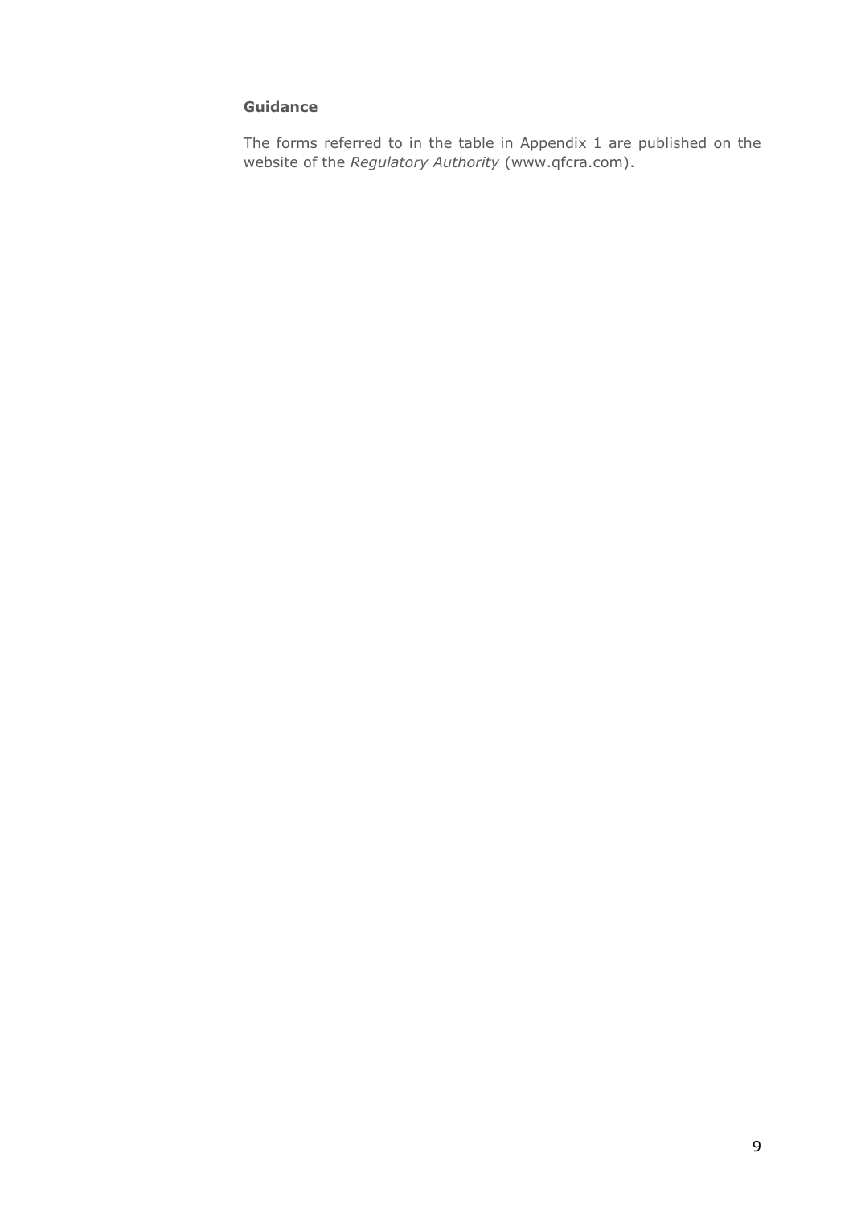**Guidance**

The forms referred to in the table in Appendix 1 are published on the website of the *Regulatory Authority* (www.qfcra.com).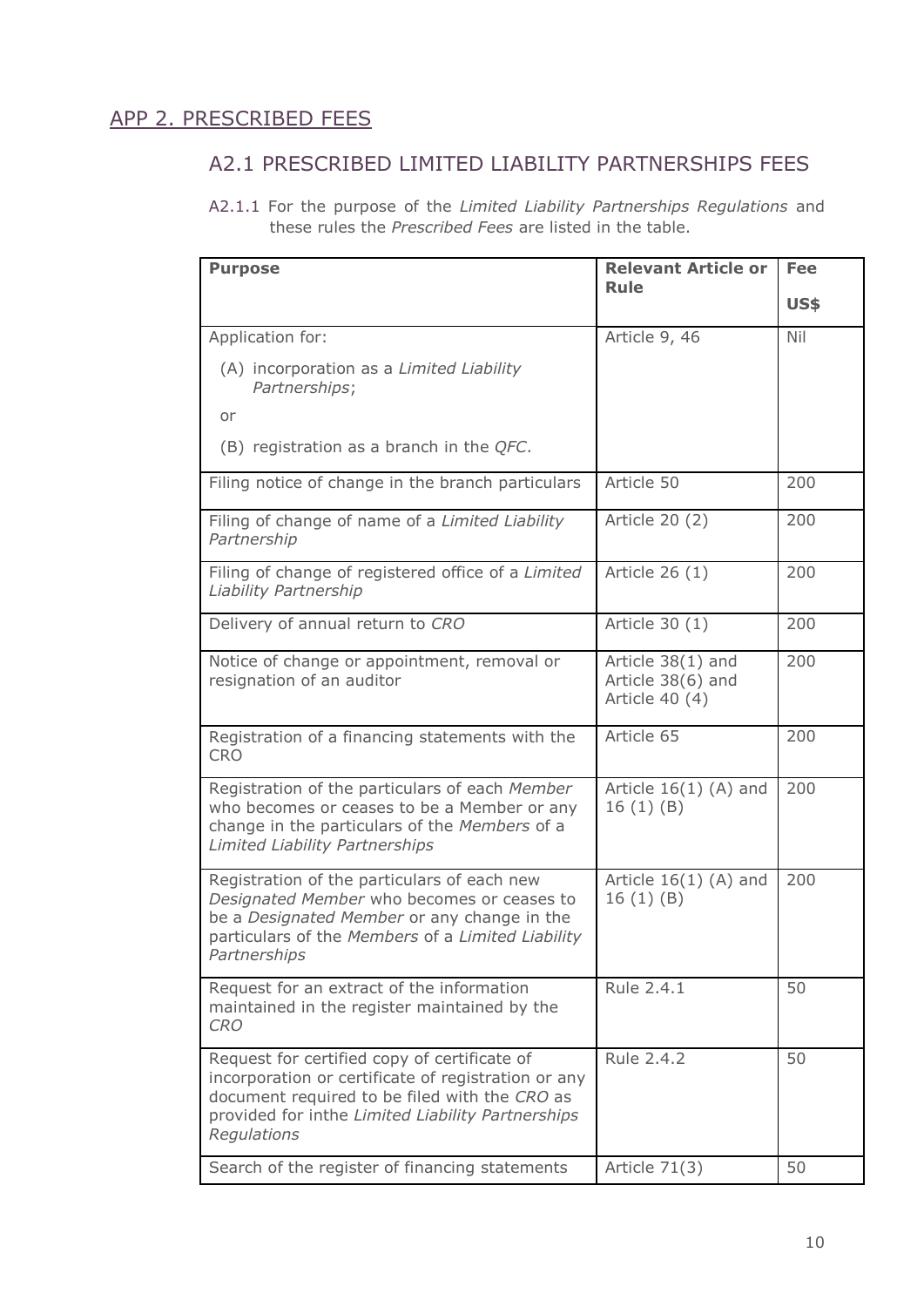## APP 2. PRESCRIBED FEES

### A2.1 PRESCRIBED LIMITED LIABILITY PARTNERSHIPS FEES

A2.1.1 For the purpose of the *Limited Liability Partnerships Regulations* and these rules the *Prescribed Fees* are listed in the table.

| **Purpose** | **Relevant Article or Rule** | **Fee US$** |
|---|---|---|
| Application for: (A) incorporation as a *Limited Liability Partnerships*; or (B) registration as a branch in the *QFC*. | Article 9, 46 | Nil |
| Filing notice of change in the branch particulars | Article 50 | 200 |
| Filing of change of name of a *Limited Liability Partnership* | Article 20 (2) | 200 |
| Filing of change of registered office of a *Limited Liability Partnership* | Article 26 (1) | 200 |
| Delivery of annual return to *CRO* | Article 30 (1) | 200 |
| Notice of change or appointment, removal or resignation of an auditor | Article 38(1) and Article 38(6) and Article 40 (4) | 200 |
| Registration of a financing statements with the CRO | Article 65 | 200 |
| Registration of the particulars of each *Member* who becomes or ceases to be a Member or any change in the particulars of the *Members* of a *Limited Liability Partnerships* | Article 16(1) (A) and 16 (1) (B) | 200 |
| Registration of the particulars of each new *Designated Member* who becomes or ceases to be a *Designated Member* or any change in the particulars of the *Members* of a *Limited Liability Partnerships* | Article 16(1) (A) and 16 (1) (B) | 200 |
| Request for an extract of the information maintained in the register maintained by the *CRO* | Rule 2.4.1 | 50 |
| Request for certified copy of certificate of incorporation or certificate of registration or any document required to be filed with the *CRO* as provided for inthe *Limited Liability Partnerships Regulations* | Rule 2.4.2 | 50 |
| Search of the register of financing statements | Article 71(3) | 50 |